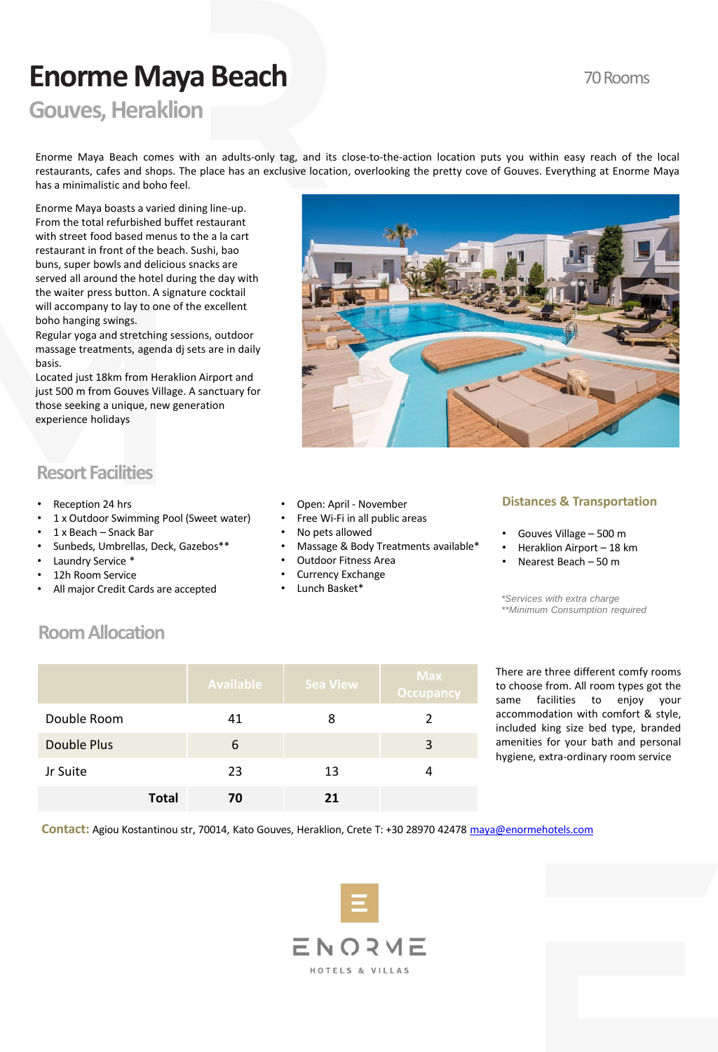# Enorme Maya Beach

## Gouves, Heraklion

70 Rooms

Enorme Maya Beach comes with an adults-only tag, and its close-to-the-action location puts you within easy reach of the local restaurants, cafes and shops. The place has an exclusive location, overlooking the pretty cove of Gouves. Everything at Enorme Maya has a minimalistic and boho feel.

Enorme Maya boasts a varied dining line-up. From the total refurbished buffet restaurant with street food based menus to the a la cart restaurant in front of the beach. Sushi, bao buns, super bowls and delicious snacks are served all around the hotel during the day with the waiter press button. A signature cocktail will accompany to lay to one of the excellent boho hanging swings.
Regular yoga and stretching sessions, outdoor massage treatments, agenda dj sets are in daily basis.
Located just 18km from Heraklion Airport and just 500 m from Gouves Village. A sanctuary for those seeking a unique, new generation experience holidays

## Resort Facilities

- Reception 24 hrs
- 1 x Outdoor Swimming Pool (Sweet water)
- 1 x Beach – Snack Bar
- Sunbeds, Umbrellas, Deck, Gazebos**
- Laundry Service *
- 12h Room Service
- All major Credit Cards are accepted
- Open: April - November
- Free Wi-Fi in all public areas
- No pets allowed
- Massage & Body Treatments available*
- Outdoor Fitness Area
- Currency Exchange
- Lunch Basket*

### Distances & Transportation

- Gouves Village – 500 m
- Heraklion Airport – 18 km
- Nearest Beach – 50 m

*\*Services with extra charge*
*\*\*Minimum Consumption required*

## Room Allocation

| | Available | Sea View | Max Occupancy |
|---|---|---|---|
| Double Room | 41 | 8 | 2 |
| Double Plus | 6 | | 3 |
| Jr Suite | 23 | 13 | 4 |
| **Total** | **70** | **21** | |

There are three different comfy rooms to choose from. All room types got the same facilities to enjoy your accommodation with comfort & style, included king size bed type, branded amenities for your bath and personal hygiene, extra-ordinary room service

**Contact:** Agiou Kostantinou str, 70014, Kato Gouves, Heraklion, Crete T: +30 28970 42478 maya@enormehotels.com

ENORME
HOTELS & VILLAS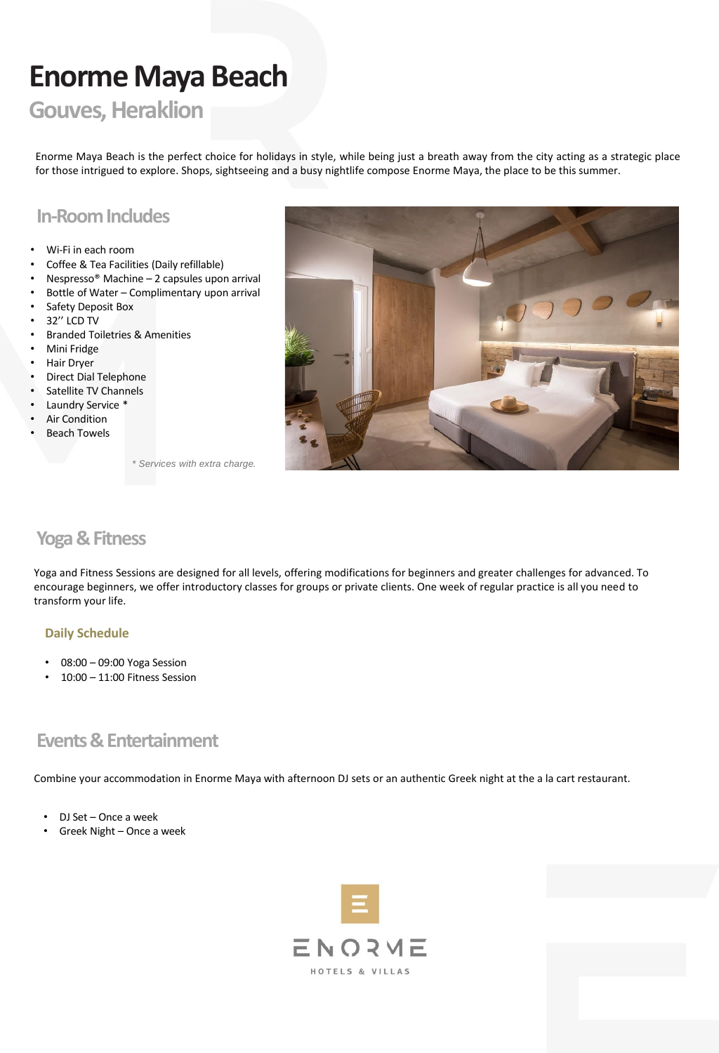# Enorme Maya Beach

## Gouves, Heraklion

Enorme Maya Beach is the perfect choice for holidays in style, while being just a breath away from the city acting as a strategic place for those intrigued to explore. Shops, sightseeing and a busy nightlife compose Enorme Maya, the place to be this summer.

## In-Room Includes

- Wi-Fi in each room
- Coffee & Tea Facilities (Daily refillable)
- Nespresso® Machine – 2 capsules upon arrival
- Bottle of Water – Complimentary upon arrival
- Safety Deposit Box
- 32'' LCD TV
- Branded Toiletries & Amenities
- Mini Fridge
- Hair Dryer
- Direct Dial Telephone
- Satellite TV Channels
- Laundry Service *
- Air Condition
- Beach Towels

*\* Services with extra charge.*

## Yoga & Fitness

Yoga and Fitness Sessions are designed for all levels, offering modifications for beginners and greater challenges for advanced. To encourage beginners, we offer introductory classes for groups or private clients. One week of regular practice is all you need to transform your life.

### Daily Schedule

- 08:00 – 09:00 Yoga Session
- 10:00 – 11:00 Fitness Session

## Events & Entertainment

Combine your accommodation in Enorme Maya with afternoon DJ sets or an authentic Greek night at the a la cart restaurant.

- DJ Set – Once a week
- Greek Night – Once a week

ENORME
HOTELS & VILLAS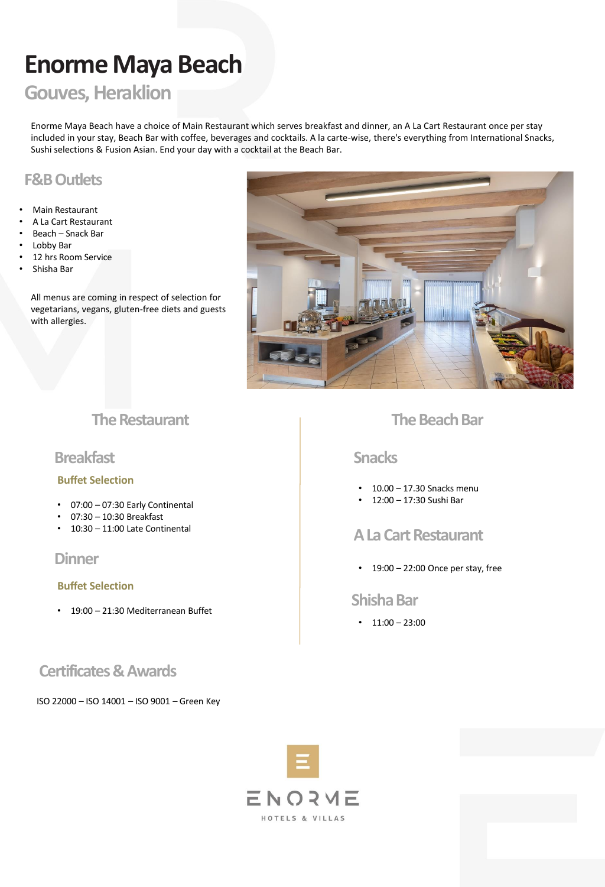# Enorme Maya Beach

## Gouves, Heraklion

Enorme Maya Beach have a choice of Main Restaurant which serves breakfast and dinner, an A La Cart Restaurant once per stay included in your stay, Beach Bar with coffee, beverages and cocktails. A la carte-wise, there's everything from International Snacks, Sushi selections & Fusion Asian. End your day with a cocktail at the Beach Bar.

## F&B Outlets

- Main Restaurant
- A La Cart Restaurant
- Beach – Snack Bar
- Lobby Bar
- 12 hrs Room Service
- Shisha Bar

All menus are coming in respect of selection for vegetarians, vegans, gluten-free diets and guests with allergies.

## The Restaurant

### Breakfast

**Buffet Selection**

- 07:00 – 07:30 Early Continental
- 07:30 – 10:30 Breakfast
- 10:30 – 11:00 Late Continental

### Dinner

**Buffet Selection**

- 19:00 – 21:30 Mediterranean Buffet

## The Beach Bar

### Snacks

- 10.00 – 17.30 Snacks menu
- 12:00 – 17:30 Sushi Bar

### A La Cart Restaurant

- 19:00 – 22:00 Once per stay, free

### Shisha Bar

- 11:00 – 23:00

## Certificates & Awards

ISO 22000 – ISO 14001 – ISO 9001 – Green Key

ENORME
HOTELS & VILLAS